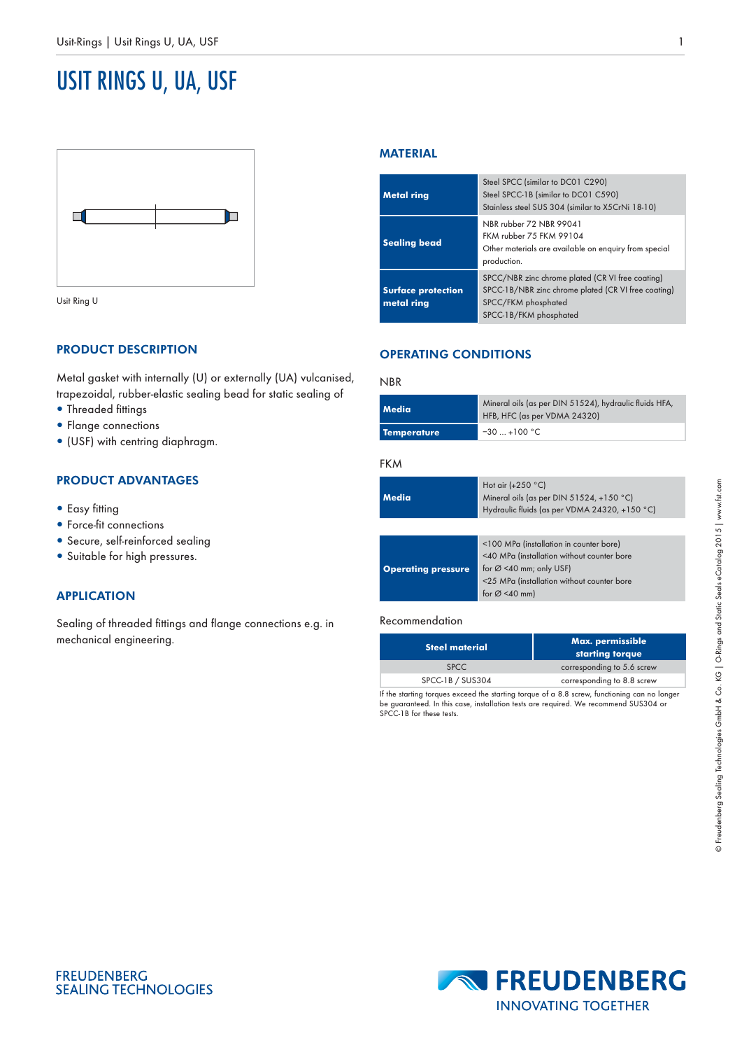# USIT RINGS U, UA, USF

Usit Ring U

## PRODUCT DESCRIPTION

Metal gasket with internally (U) or externally (UA) vulcanised, trapezoidal, rubber-elastic sealing bead for static sealing of

- Threaded fittings
- Flange connections
- (USF) with centring diaphragm.

## PRODUCT ADVANTAGES

- Easy fitting
- Force-fit connections
- Secure, self-reinforced sealing
- Suitable for high pressures.

## APPLICATION

Sealing of threaded fittings and flange connections e.g. in mechanical engineering.

## MATERIAL

| | |
|---|---|
| **Metal ring** | Steel SPCC (similar to DC01 C290)<br>Steel SPCC-1B (similar to DC01 C590)<br>Stainless steel SUS 304 (similar to X5CrNi 18-10) |
| **Sealing bead** | NBR rubber 72 NBR 99041<br>FKM rubber 75 FKM 99104<br>Other materials are available on enquiry from special production. |
| **Surface protection metal ring** | SPCC/NBR zinc chrome plated (CR VI free coating)<br>SPCC-1B/NBR zinc chrome plated (CR VI free coating)<br>SPCC/FKM phosphated<br>SPCC-1B/FKM phosphated |

## OPERATING CONDITIONS

NBR

| | |
|---|---|
| **Media** | Mineral oils (as per DIN 51524), hydraulic fluids HFA, HFB, HFC (as per VDMA 24320) |
| **Temperature** | −30 ... +100 °C |

FKM

| | |
|---|---|
| **Media** | Hot air (+250 °C)<br>Mineral oils (as per DIN 51524, +150 °C)<br>Hydraulic fluids (as per VDMA 24320, +150 °C) |

| | |
|---|---|
| **Operating pressure** | <100 MPa (installation in counter bore)<br><40 MPa (installation without counter bore for Ø <40 mm; only USF)<br><25 MPa (installation without counter bore for Ø <40 mm) |

Recommendation

| Steel material | Max. permissible starting torque |
|---|---|
| SPCC | corresponding to 5.6 screw |
| SPCC-1B / SUS304 | corresponding to 8.8 screw |

If the starting torques exceed the starting torque of a 8.8 screw, functioning can no longer be guaranteed. In this case, installation tests are required. We recommend SUS304 or SPCC-1B for these tests.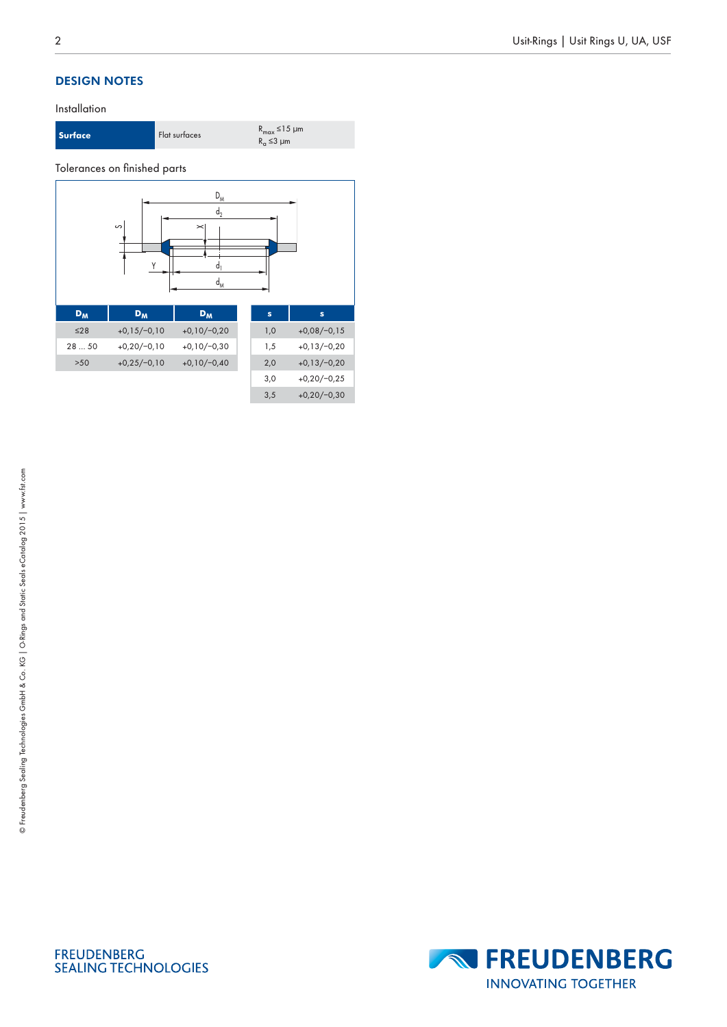## DESIGN NOTES

Installation

| | | |
|---|---|---|
| **Surface** | Flat surfaces | $R_{max}$ ≤15 µm<br>$R_a$ ≤3 µm |

Tolerances on finished parts

$D_M$

$d_2$

s

x

Y

$d_1$

$d_M$

| $D_M$ | $D_M$ | $D_M$ |
|---|---|---|
| ≤28 | +0,15/−0,10 | +0,10/−0,20 |
| 28 ... 50 | +0,20/−0,10 | +0,10/−0,30 |
| >50 | +0,25/−0,10 | +0,10/−0,40 |

| s | s |
|---|---|
| 1,0 | +0,08/−0,15 |
| 1,5 | +0,13/−0,20 |
| 2,0 | +0,13/−0,20 |
| 3,0 | +0,20/−0,25 |
| 3,5 | +0,20/−0,30 |

© Freudenberg Sealing Technologies GmbH & Co. KG | O-Rings and Static Seals eCatalog 2015 | www.fst.com

FREUDENBERG SEALING TECHNOLOGIES

FREUDENBERG INNOVATING TOGETHER